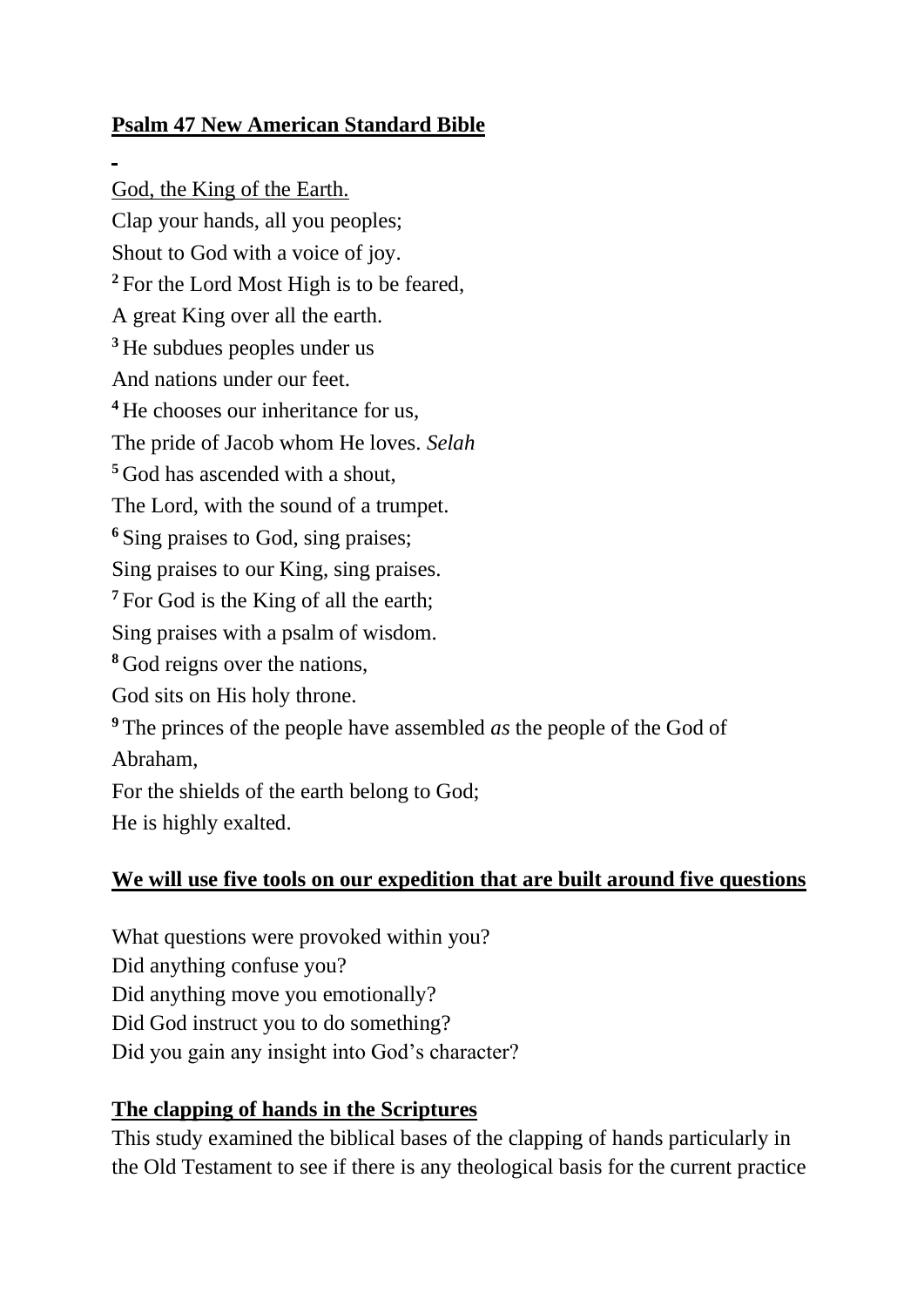**Psalm 47 New American Standard Bible**

God, the King of the Earth.

Clap your hands, all you peoples;
Shout to God with a voice of joy.
[2] For the Lord Most High is to be feared,
A great King over all the earth.
[3] He subdues peoples under us
And nations under our feet.
[4] He chooses our inheritance for us,
The pride of Jacob whom He loves. *Selah*
[5] God has ascended with a shout,
The Lord, with the sound of a trumpet.
[6] Sing praises to God, sing praises;
Sing praises to our King, sing praises.
[7] For God is the King of all the earth;
Sing praises with a psalm of wisdom.
[8] God reigns over the nations,
God sits on His holy throne.
[9] The princes of the people have assembled *as* the people of the God of Abraham,
For the shields of the earth belong to God;
He is highly exalted.

**We will use five tools on our expedition that are built around five questions**

What questions were provoked within you?
Did anything confuse you?
Did anything move you emotionally?
Did God instruct you to do something?
Did you gain any insight into God's character?

**The clapping of hands in the Scriptures**

This study examined the biblical bases of the clapping of hands particularly in the Old Testament to see if there is any theological basis for the current practice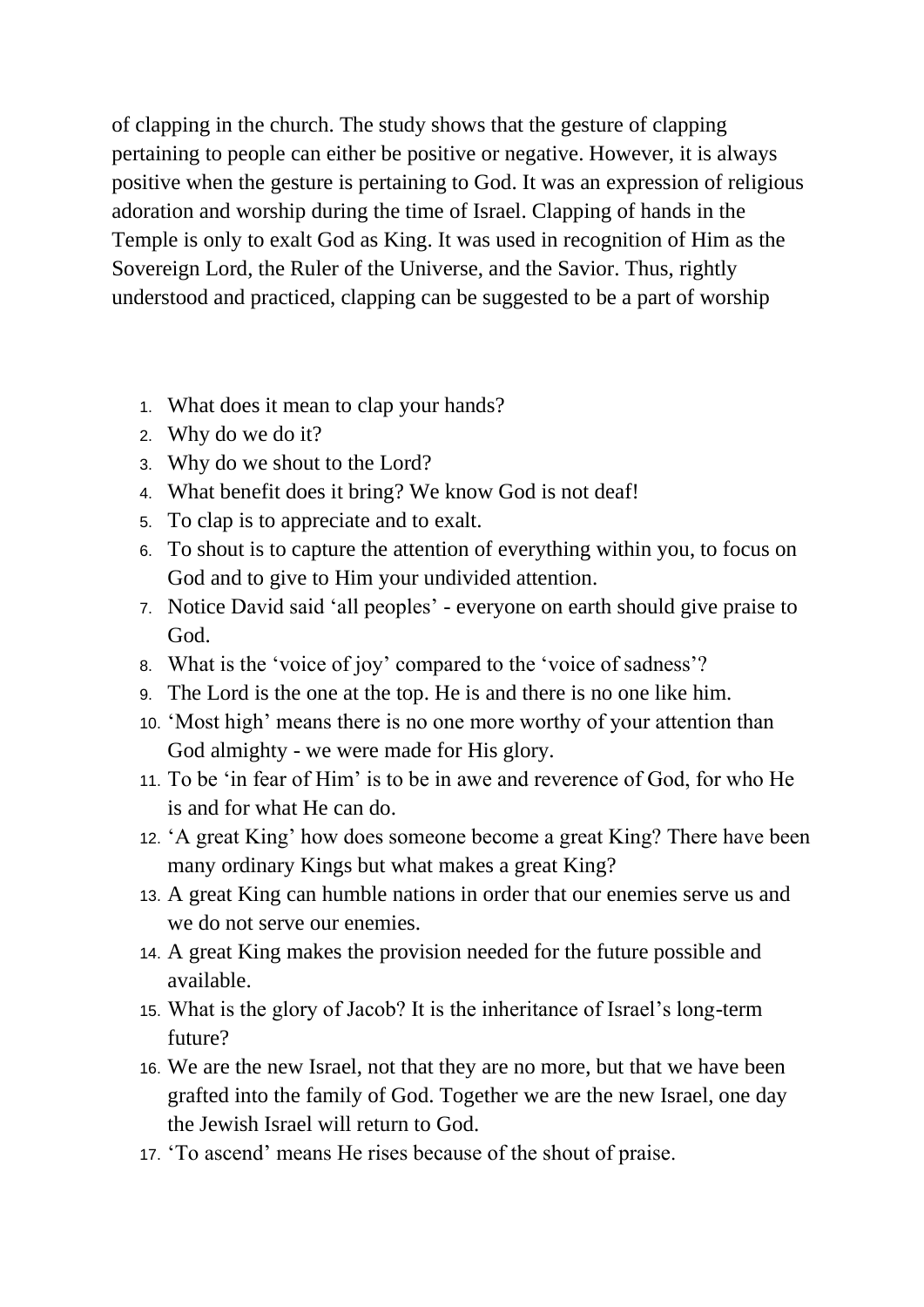of clapping in the church. The study shows that the gesture of clapping pertaining to people can either be positive or negative. However, it is always positive when the gesture is pertaining to God. It was an expression of religious adoration and worship during the time of Israel. Clapping of hands in the Temple is only to exalt God as King. It was used in recognition of Him as the Sovereign Lord, the Ruler of the Universe, and the Savior. Thus, rightly understood and practiced, clapping can be suggested to be a part of worship

1. What does it mean to clap your hands?
2. Why do we do it?
3. Why do we shout to the Lord?
4. What benefit does it bring? We know God is not deaf!
5. To clap is to appreciate and to exalt.
6. To shout is to capture the attention of everything within you, to focus on God and to give to Him your undivided attention.
7. Notice David said 'all peoples' - everyone on earth should give praise to God.
8. What is the 'voice of joy' compared to the 'voice of sadness'?
9. The Lord is the one at the top. He is and there is no one like him.
10. 'Most high' means there is no one more worthy of your attention than God almighty - we were made for His glory.
11. To be 'in fear of Him' is to be in awe and reverence of God, for who He is and for what He can do.
12. 'A great King' how does someone become a great King? There have been many ordinary Kings but what makes a great King?
13. A great King can humble nations in order that our enemies serve us and we do not serve our enemies.
14. A great King makes the provision needed for the future possible and available.
15. What is the glory of Jacob? It is the inheritance of Israel's long-term future?
16. We are the new Israel, not that they are no more, but that we have been grafted into the family of God. Together we are the new Israel, one day the Jewish Israel will return to God.
17. 'To ascend' means He rises because of the shout of praise.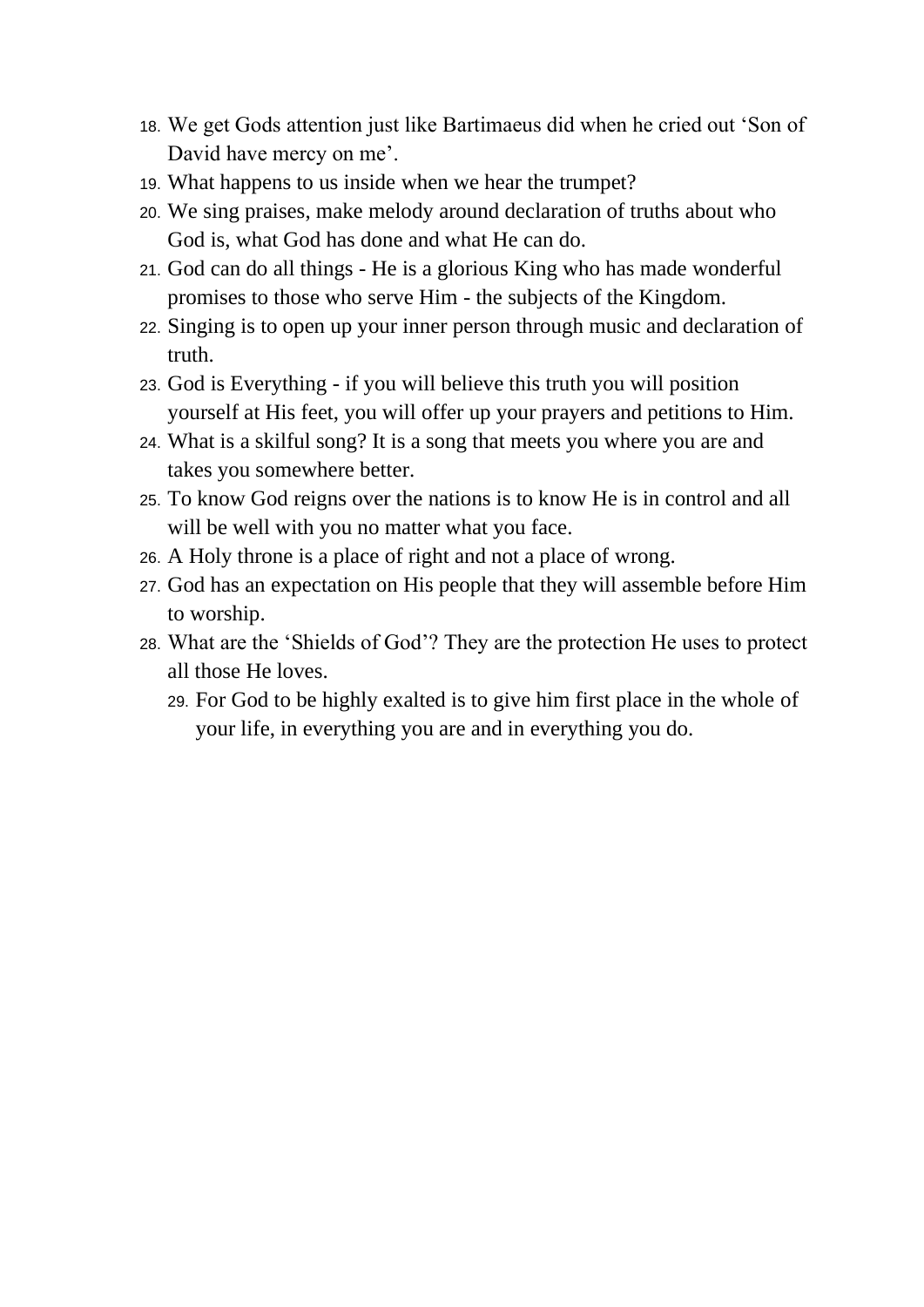18. We get Gods attention just like Bartimaeus did when he cried out 'Son of David have mercy on me'.
19. What happens to us inside when we hear the trumpet?
20. We sing praises, make melody around declaration of truths about who God is, what God has done and what He can do.
21. God can do all things - He is a glorious King who has made wonderful promises to those who serve Him - the subjects of the Kingdom.
22. Singing is to open up your inner person through music and declaration of truth.
23. God is Everything - if you will believe this truth you will position yourself at His feet, you will offer up your prayers and petitions to Him.
24. What is a skilful song? It is a song that meets you where you are and takes you somewhere better.
25. To know God reigns over the nations is to know He is in control and all will be well with you no matter what you face.
26. A Holy throne is a place of right and not a place of wrong.
27. God has an expectation on His people that they will assemble before Him to worship.
28. What are the 'Shields of God'? They are the protection He uses to protect all those He loves.
29. For God to be highly exalted is to give him first place in the whole of your life, in everything you are and in everything you do.